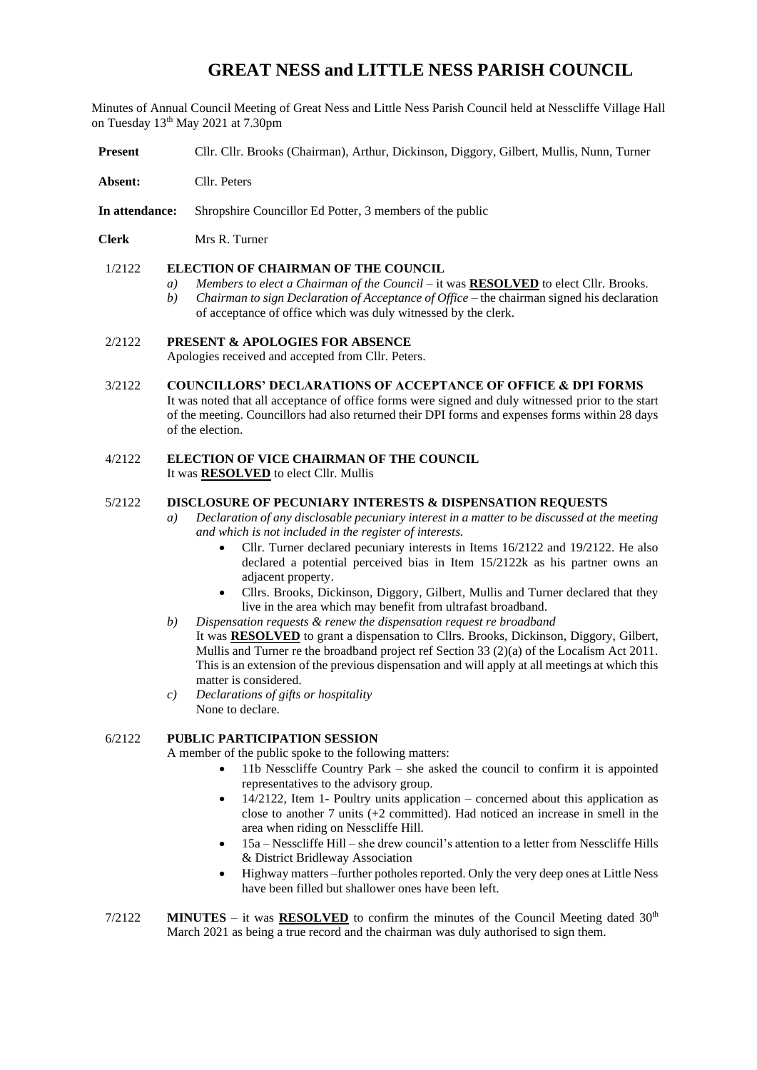# GREAT NESS and LITTLE NESS PARISH COUNCIL

Minutes of Annual Council Meeting of Great Ness and Little Ness Parish Council held at Nesscliffe Village Hall on Tuesday 13th May 2021 at 7.30pm

**Present** Cllr. Cllr. Brooks (Chairman), Arthur, Dickinson, Diggory, Gilbert, Mullis, Nunn, Turner

**Absent:** Cllr. Peters

**In attendance:** Shropshire Councillor Ed Potter, 3 members of the public

**Clerk** Mrs R. Turner

1/2122 **ELECTION OF CHAIRMAN OF THE COUNCIL**

*a) Members to elect a Chairman of the Council* – it was **RESOLVED** to elect Cllr. Brooks.

*b) Chairman to sign Declaration of Acceptance of Office* – the chairman signed his declaration of acceptance of office which was duly witnessed by the clerk.

2/2122 **PRESENT & APOLOGIES FOR ABSENCE**

Apologies received and accepted from Cllr. Peters.

3/2122 **COUNCILLORS' DECLARATIONS OF ACCEPTANCE OF OFFICE & DPI FORMS**

It was noted that all acceptance of office forms were signed and duly witnessed prior to the start of the meeting. Councillors had also returned their DPI forms and expenses forms within 28 days of the election.

4/2122 **ELECTION OF VICE CHAIRMAN OF THE COUNCIL**

It was **RESOLVED** to elect Cllr. Mullis

5/2122 **DISCLOSURE OF PECUNIARY INTERESTS & DISPENSATION REQUESTS**

*a) Declaration of any disclosable pecuniary interest in a matter to be discussed at the meeting and which is not included in the register of interests.*

- Cllr. Turner declared pecuniary interests in Items 16/2122 and 19/2122. He also declared a potential perceived bias in Item 15/2122k as his partner owns an adjacent property.
- Cllrs. Brooks, Dickinson, Diggory, Gilbert, Mullis and Turner declared that they live in the area which may benefit from ultrafast broadband.

*b) Dispensation requests & renew the dispensation request re broadband*

It was **RESOLVED** to grant a dispensation to Cllrs. Brooks, Dickinson, Diggory, Gilbert, Mullis and Turner re the broadband project ref Section 33 (2)(a) of the Localism Act 2011. This is an extension of the previous dispensation and will apply at all meetings at which this matter is considered.

*c) Declarations of gifts or hospitality*

None to declare.

6/2122 **PUBLIC PARTICIPATION SESSION**

A member of the public spoke to the following matters:

- 11b Nesscliffe Country Park – she asked the council to confirm it is appointed representatives to the advisory group.
- 14/2122, Item 1- Poultry units application – concerned about this application as close to another 7 units (+2 committed). Had noticed an increase in smell in the area when riding on Nesscliffe Hill.
- 15a – Nesscliffe Hill – she drew council's attention to a letter from Nesscliffe Hills & District Bridleway Association
- Highway matters –further potholes reported. Only the very deep ones at Little Ness have been filled but shallower ones have been left.

7/2122 **MINUTES** – it was **RESOLVED** to confirm the minutes of the Council Meeting dated 30th March 2021 as being a true record and the chairman was duly authorised to sign them.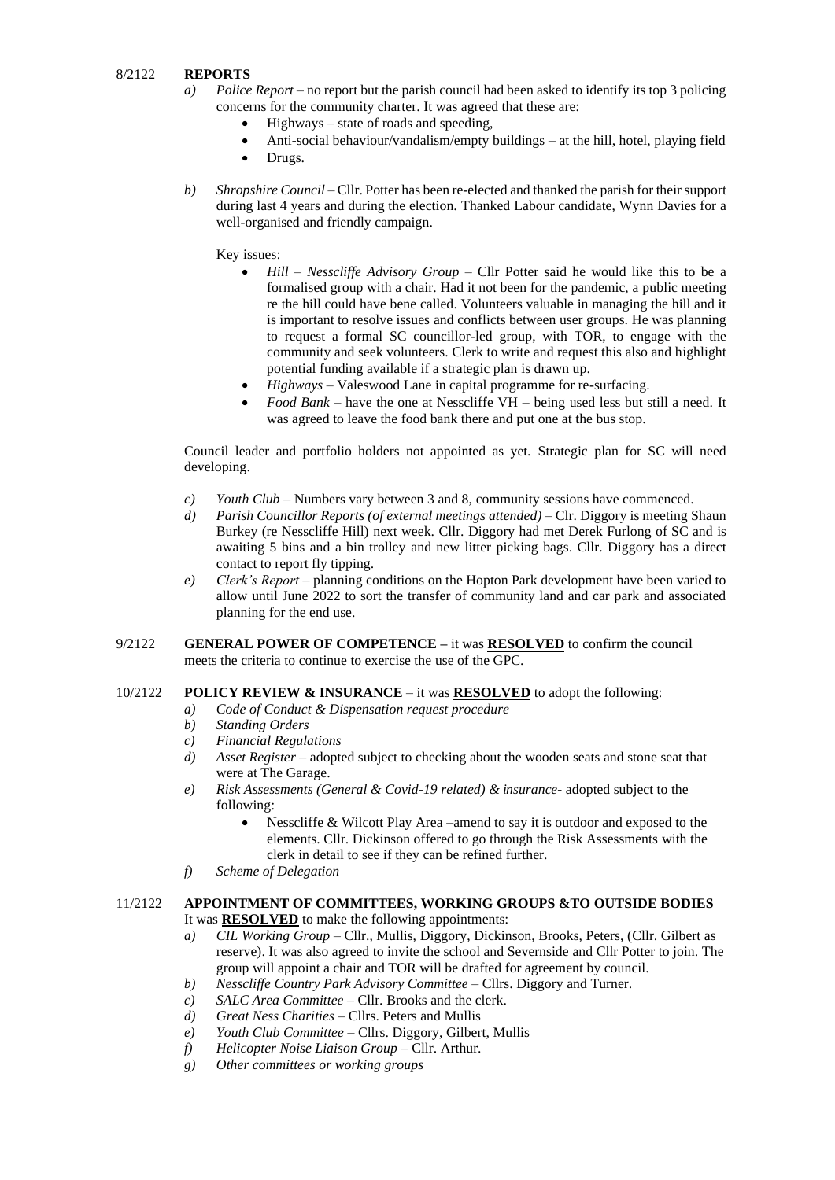8/2122 **REPORTS**

*a) Police Report* – no report but the parish council had been asked to identify its top 3 policing concerns for the community charter. It was agreed that these are:

- Highways – state of roads and speeding,
- Anti-social behaviour/vandalism/empty buildings – at the hill, hotel, playing field
- Drugs.

*b) Shropshire Council* – Cllr. Potter has been re-elected and thanked the parish for their support during last 4 years and during the election. Thanked Labour candidate, Wynn Davies for a well-organised and friendly campaign.

Key issues:

- *Hill – Nesscliffe Advisory Group* – Cllr Potter said he would like this to be a formalised group with a chair. Had it not been for the pandemic, a public meeting re the hill could have bene called. Volunteers valuable in managing the hill and it is important to resolve issues and conflicts between user groups. He was planning to request a formal SC councillor-led group, with TOR, to engage with the community and seek volunteers. Clerk to write and request this also and highlight potential funding available if a strategic plan is drawn up.
- *Highways* – Valeswood Lane in capital programme for re-surfacing.
- *Food Bank* – have the one at Nesscliffe VH – being used less but still a need. It was agreed to leave the food bank there and put one at the bus stop.

Council leader and portfolio holders not appointed as yet. Strategic plan for SC will need developing.

*c) Youth Club* – Numbers vary between 3 and 8, community sessions have commenced.

*d) Parish Councillor Reports (of external meetings attended)* – Clr. Diggory is meeting Shaun Burkey (re Nesscliffe Hill) next week. Cllr. Diggory had met Derek Furlong of SC and is awaiting 5 bins and a bin trolley and new litter picking bags. Cllr. Diggory has a direct contact to report fly tipping.

*e) Clerk's Report* – planning conditions on the Hopton Park development have been varied to allow until June 2022 to sort the transfer of community land and car park and associated planning for the end use.

9/2122 **GENERAL POWER OF COMPETENCE –** it was **RESOLVED** to confirm the council meets the criteria to continue to exercise the use of the GPC.

10/2122 **POLICY REVIEW & INSURANCE** – it was **RESOLVED** to adopt the following:

*a) Code of Conduct & Dispensation request procedure*

*b) Standing Orders*

*c) Financial Regulations*

*d) Asset Register* – adopted subject to checking about the wooden seats and stone seat that were at The Garage.

*e) Risk Assessments (General & Covid-19 related) & insurance*- adopted subject to the following:

- Nesscliffe & Wilcott Play Area –amend to say it is outdoor and exposed to the elements. Cllr. Dickinson offered to go through the Risk Assessments with the clerk in detail to see if they can be refined further.

*f) Scheme of Delegation*

11/2122 **APPOINTMENT OF COMMITTEES, WORKING GROUPS &TO OUTSIDE BODIES**

It was **RESOLVED** to make the following appointments:

*a) CIL Working Group* – Cllr., Mullis, Diggory, Dickinson, Brooks, Peters, (Cllr. Gilbert as reserve). It was also agreed to invite the school and Severnside and Cllr Potter to join. The group will appoint a chair and TOR will be drafted for agreement by council.

*b) Nesscliffe Country Park Advisory Committee* – Cllrs. Diggory and Turner.

*c) SALC Area Committee* – Cllr. Brooks and the clerk.

*d) Great Ness Charities* – Cllrs. Peters and Mullis

*e) Youth Club Committee* – Cllrs. Diggory, Gilbert, Mullis

*f) Helicopter Noise Liaison Group* – Cllr. Arthur.

*g) Other committees or working groups*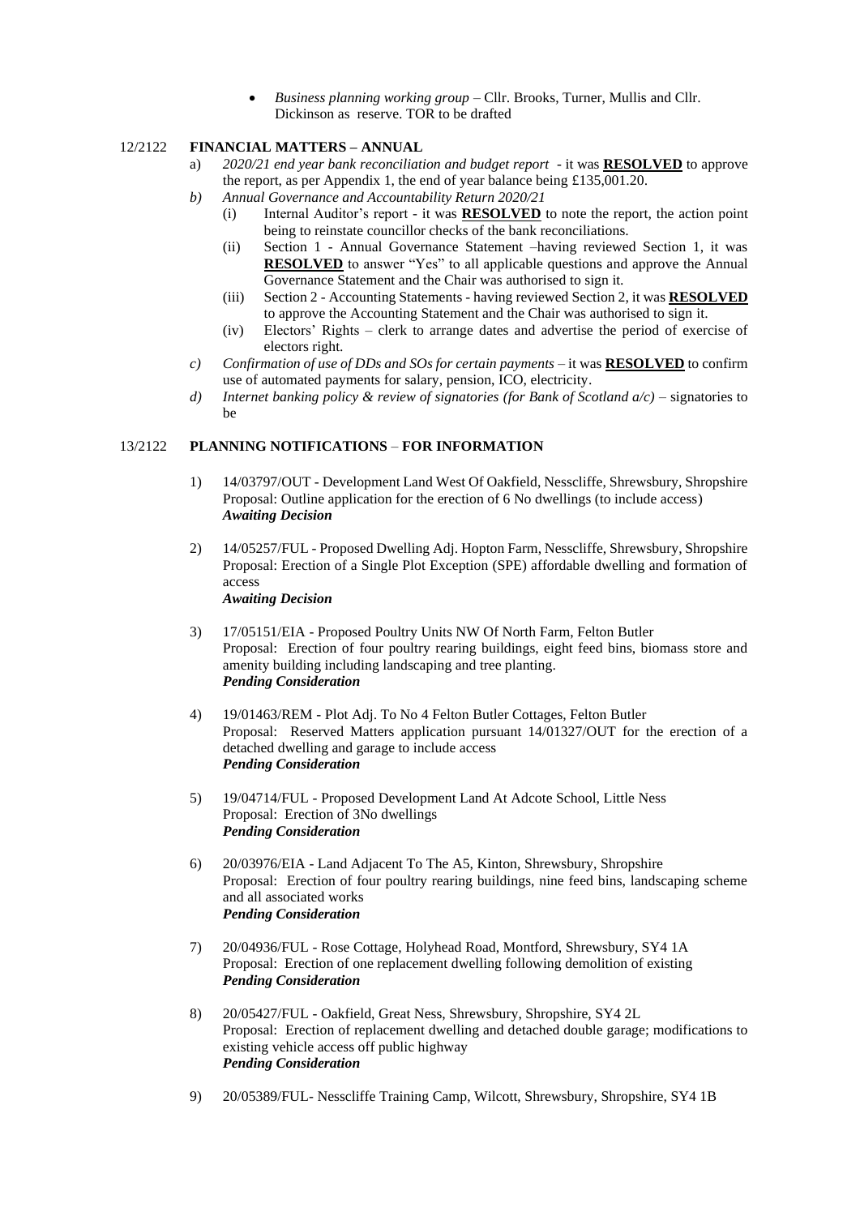- *Business planning working group* – Cllr. Brooks, Turner, Mullis and Cllr. Dickinson as reserve. TOR to be drafted

12/2122 **FINANCIAL MATTERS – ANNUAL**

a) *2020/21 end year bank reconciliation and budget report* - it was **RESOLVED** to approve the report, as per Appendix 1, the end of year balance being £135,001.20.

b) *Annual Governance and Accountability Return 2020/21*

   (i) Internal Auditor's report - it was **RESOLVED** to note the report, the action point being to reinstate councillor checks of the bank reconciliations.

   (ii) Section 1 - Annual Governance Statement –having reviewed Section 1, it was **RESOLVED** to answer "Yes" to all applicable questions and approve the Annual Governance Statement and the Chair was authorised to sign it.

   (iii) Section 2 - Accounting Statements - having reviewed Section 2, it was **RESOLVED** to approve the Accounting Statement and the Chair was authorised to sign it.

   (iv) Electors' Rights – clerk to arrange dates and advertise the period of exercise of electors right.

c) *Confirmation of use of DDs and SOs for certain payments* – it was **RESOLVED** to confirm use of automated payments for salary, pension, ICO, electricity.

d) *Internet banking policy & review of signatories (for Bank of Scotland a/c)* – signatories to be

13/2122 **PLANNING NOTIFICATIONS** – **FOR INFORMATION**

1) 14/03797/OUT - Development Land West Of Oakfield, Nesscliffe, Shrewsbury, Shropshire
   Proposal: Outline application for the erection of 6 No dwellings (to include access)
   ***Awaiting Decision***

2) 14/05257/FUL - Proposed Dwelling Adj. Hopton Farm, Nesscliffe, Shrewsbury, Shropshire
   Proposal: Erection of a Single Plot Exception (SPE) affordable dwelling and formation of access
   ***Awaiting Decision***

3) 17/05151/EIA - Proposed Poultry Units NW Of North Farm, Felton Butler
   Proposal: Erection of four poultry rearing buildings, eight feed bins, biomass store and amenity building including landscaping and tree planting.
   ***Pending Consideration***

4) 19/01463/REM - Plot Adj. To No 4 Felton Butler Cottages, Felton Butler
   Proposal: Reserved Matters application pursuant 14/01327/OUT for the erection of a detached dwelling and garage to include access
   ***Pending Consideration***

5) 19/04714/FUL - Proposed Development Land At Adcote School, Little Ness
   Proposal: Erection of 3No dwellings
   ***Pending Consideration***

6) 20/03976/EIA - Land Adjacent To The A5, Kinton, Shrewsbury, Shropshire
   Proposal: Erection of four poultry rearing buildings, nine feed bins, landscaping scheme and all associated works
   ***Pending Consideration***

7) 20/04936/FUL - Rose Cottage, Holyhead Road, Montford, Shrewsbury, SY4 1A
   Proposal: Erection of one replacement dwelling following demolition of existing
   ***Pending Consideration***

8) 20/05427/FUL - Oakfield, Great Ness, Shrewsbury, Shropshire, SY4 2L
   Proposal: Erection of replacement dwelling and detached double garage; modifications to existing vehicle access off public highway
   ***Pending Consideration***

9) 20/05389/FUL- Nesscliffe Training Camp, Wilcott, Shrewsbury, Shropshire, SY4 1B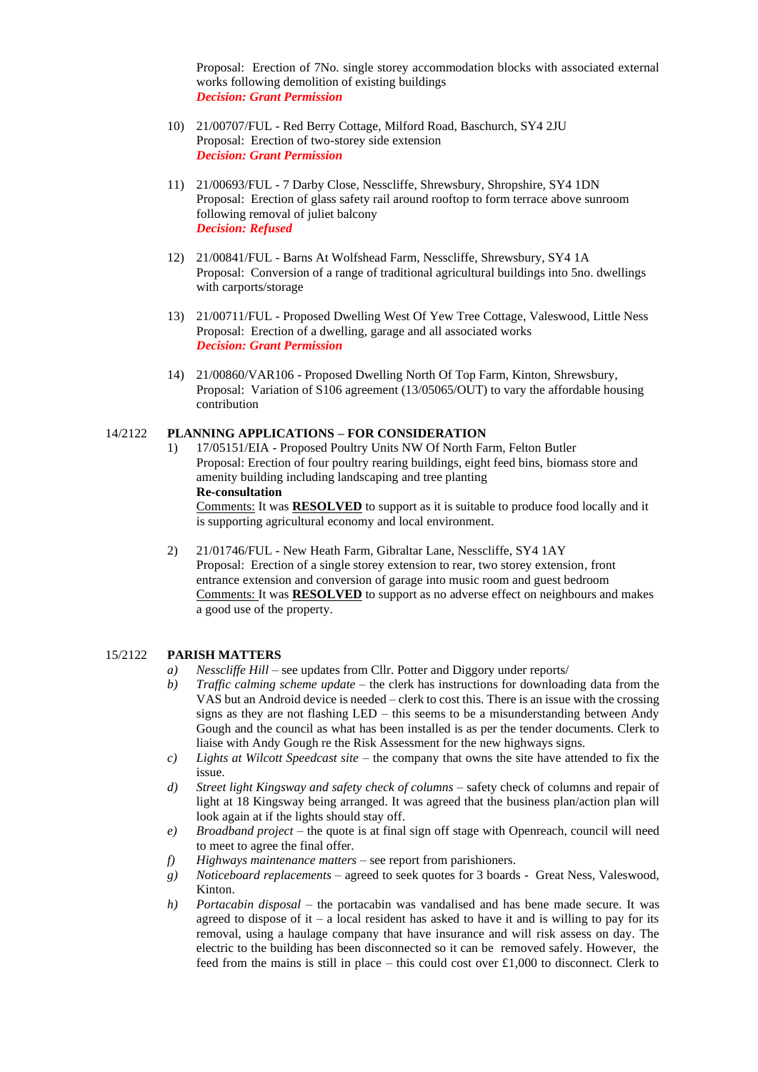Proposal: Erection of 7No. single storey accommodation blocks with associated external works following demolition of existing buildings
***Decision: Grant Permission***

10) 21/00707/FUL - Red Berry Cottage, Milford Road, Baschurch, SY4 2JU
Proposal: Erection of two-storey side extension
***Decision: Grant Permission***

11) 21/00693/FUL - 7 Darby Close, Nesscliffe, Shrewsbury, Shropshire, SY4 1DN
Proposal: Erection of glass safety rail around rooftop to form terrace above sunroom following removal of juliet balcony
***Decision: Refused***

12) 21/00841/FUL - Barns At Wolfshead Farm, Nesscliffe, Shrewsbury, SY4 1A
Proposal: Conversion of a range of traditional agricultural buildings into 5no. dwellings with carports/storage

13) 21/00711/FUL - Proposed Dwelling West Of Yew Tree Cottage, Valeswood, Little Ness
Proposal: Erection of a dwelling, garage and all associated works
***Decision: Grant Permission***

14) 21/00860/VAR106 - Proposed Dwelling North Of Top Farm, Kinton, Shrewsbury,
Proposal: Variation of S106 agreement (13/05065/OUT) to vary the affordable housing contribution

**14/2122 PLANNING APPLICATIONS – FOR CONSIDERATION**

1) 17/05151/EIA - Proposed Poultry Units NW Of North Farm, Felton Butler
Proposal: Erection of four poultry rearing buildings, eight feed bins, biomass store and amenity building including landscaping and tree planting
**Re-consultation**
Comments: It was **RESOLVED** to support as it is suitable to produce food locally and it is supporting agricultural economy and local environment.

2) 21/01746/FUL - New Heath Farm, Gibraltar Lane, Nesscliffe, SY4 1AY
Proposal: Erection of a single storey extension to rear, two storey extension, front entrance extension and conversion of garage into music room and guest bedroom
Comments: It was **RESOLVED** to support as no adverse effect on neighbours and makes a good use of the property.

**15/2122 PARISH MATTERS**

a) *Nesscliffe Hill* – see updates from Cllr. Potter and Diggory under reports/
b) *Traffic calming scheme update* – the clerk has instructions for downloading data from the VAS but an Android device is needed – clerk to cost this. There is an issue with the crossing signs as they are not flashing LED – this seems to be a misunderstanding between Andy Gough and the council as what has been installed is as per the tender documents. Clerk to liaise with Andy Gough re the Risk Assessment for the new highways signs.
c) *Lights at Wilcott Speedcast site* – the company that owns the site have attended to fix the issue.
d) *Street light Kingsway and safety check of columns* – safety check of columns and repair of light at 18 Kingsway being arranged. It was agreed that the business plan/action plan will look again at if the lights should stay off.
e) *Broadband project* – the quote is at final sign off stage with Openreach, council will need to meet to agree the final offer.
f) *Highways maintenance matters* – see report from parishioners.
g) *Noticeboard replacements* – agreed to seek quotes for 3 boards - Great Ness, Valeswood, Kinton.
h) *Portacabin disposal* – the portacabin was vandalised and has bene made secure. It was agreed to dispose of it – a local resident has asked to have it and is willing to pay for its removal, using a haulage company that have insurance and will risk assess on day. The electric to the building has been disconnected so it can be removed safely. However, the feed from the mains is still in place – this could cost over £1,000 to disconnect. Clerk to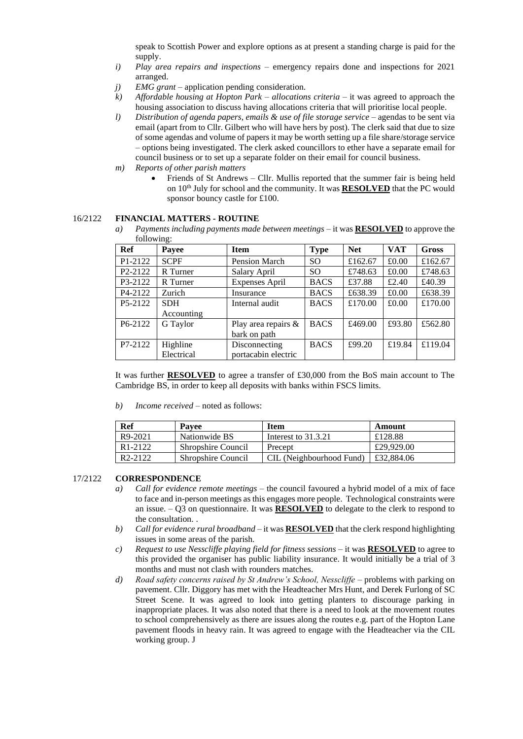speak to Scottish Power and explore options as at present a standing charge is paid for the supply.

i) *Play area repairs and inspections* – emergency repairs done and inspections for 2021 arranged.
j) *EMG grant* – application pending consideration.
k) *Affordable housing at Hopton Park – allocations criteria* – it was agreed to approach the housing association to discuss having allocations criteria that will prioritise local people.
l) *Distribution of agenda papers, emails & use of file storage service* – agendas to be sent via email (apart from to Cllr. Gilbert who will have hers by post). The clerk said that due to size of some agendas and volume of papers it may be worth setting up a file share/storage service – options being investigated. The clerk asked councillors to ether have a separate email for council business or to set up a separate folder on their email for council business.
m) *Reports of other parish matters*
   - Friends of St Andrews – Cllr. Mullis reported that the summer fair is being held on 10th July for school and the community. It was **RESOLVED** that the PC would sponsor bouncy castle for £100.

## 16/2122 FINANCIAL MATTERS - ROUTINE

a) *Payments including payments made between meetings* – it was **RESOLVED** to approve the following:

| Ref | Payee | Item | Type | Net | VAT | Gross |
|---|---|---|---|---|---|---|
| P1-2122 | SCPF | Pension March | SO | £162.67 | £0.00 | £162.67 |
| P2-2122 | R Turner | Salary April | SO | £748.63 | £0.00 | £748.63 |
| P3-2122 | R Turner | Expenses April | BACS | £37.88 | £2.40 | £40.39 |
| P4-2122 | Zurich | Insurance | BACS | £638.39 | £0.00 | £638.39 |
| P5-2122 | SDH Accounting | Internal audit | BACS | £170.00 | £0.00 | £170.00 |
| P6-2122 | G Taylor | Play area repairs & bark on path | BACS | £469.00 | £93.80 | £562.80 |
| P7-2122 | Highline Electrical | Disconnecting portacabin electric | BACS | £99.20 | £19.84 | £119.04 |

It was further **RESOLVED** to agree a transfer of £30,000 from the BoS main account to The Cambridge BS, in order to keep all deposits with banks within FSCS limits.

b) *Income received* – noted as follows:

| Ref | Payee | Item | Amount |
|---|---|---|---|
| R9-2021 | Nationwide BS | Interest to 31.3.21 | £128.88 |
| R1-2122 | Shropshire Council | Precept | £29,929.00 |
| R2-2122 | Shropshire Council | CIL (Neighbourhood Fund) | £32,884.06 |

## 17/2122 CORRESPONDENCE

a) *Call for evidence remote meetings* – the council favoured a hybrid model of a mix of face to face and in-person meetings as this engages more people. Technological constraints were an issue. – Q3 on questionnaire. It was **RESOLVED** to delegate to the clerk to respond to the consultation. .
b) *Call for evidence rural broadband* – it was **RESOLVED** that the clerk respond highlighting issues in some areas of the parish.
c) *Request to use Nesscliffe playing field for fitness sessions* – it was **RESOLVED** to agree to this provided the organiser has public liability insurance. It would initially be a trial of 3 months and must not clash with rounders matches.
d) *Road safety concerns raised by St Andrew's School, Nesscliffe* – problems with parking on pavement. Cllr. Diggory has met with the Headteacher Mrs Hunt, and Derek Furlong of SC Street Scene. It was agreed to look into getting planters to discourage parking in inappropriate places. It was also noted that there is a need to look at the movement routes to school comprehensively as there are issues along the routes e.g. part of the Hopton Lane pavement floods in heavy rain. It was agreed to engage with the Headteacher via the CIL working group. J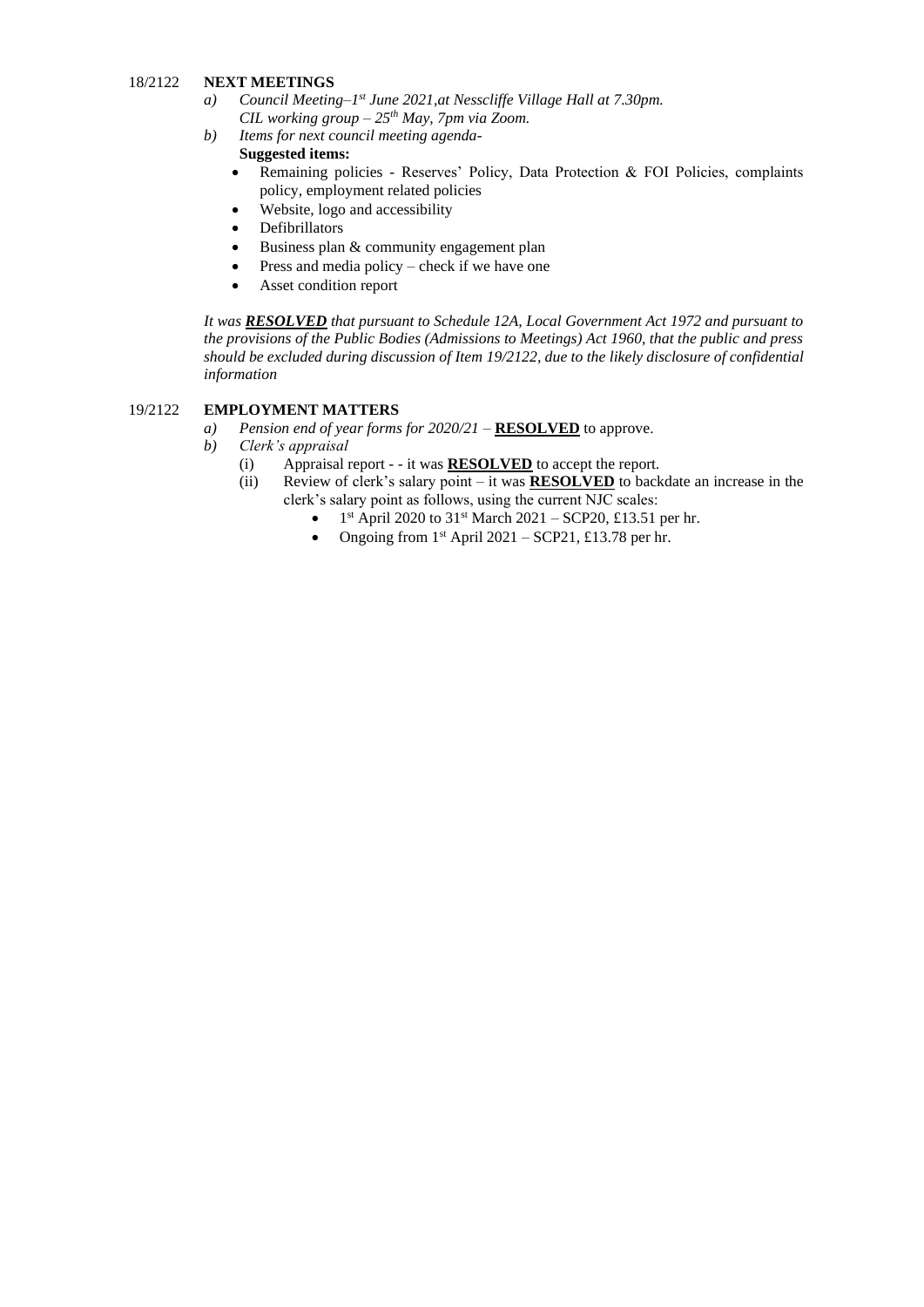18/2122 **NEXT MEETINGS**

a) *Council Meeting–1st June 2021,at Nesscliffe Village Hall at 7.30pm.*
   *CIL working group – 25th May, 7pm via Zoom.*

b) *Items for next council meeting agenda-*
   **Suggested items:**
   - Remaining policies - Reserves' Policy, Data Protection & FOI Policies, complaints policy, employment related policies
   - Website, logo and accessibility
   - Defibrillators
   - Business plan & community engagement plan
   - Press and media policy – check if we have one
   - Asset condition report

*It was **RESOLVED** that pursuant to Schedule 12A, Local Government Act 1972 and pursuant to the provisions of the Public Bodies (Admissions to Meetings) Act 1960, that the public and press should be excluded during discussion of Item 19/2122, due to the likely disclosure of confidential information*

19/2122 **EMPLOYMENT MATTERS**

a) *Pension end of year forms for 2020/21* – **RESOLVED** to approve.

b) *Clerk's appraisal*
   (i) Appraisal report - - it was **RESOLVED** to accept the report.
   (ii) Review of clerk's salary point – it was **RESOLVED** to backdate an increase in the clerk's salary point as follows, using the current NJC scales:
   - 1st April 2020 to 31st March 2021 – SCP20, £13.51 per hr.
   - Ongoing from 1st April 2021 – SCP21, £13.78 per hr.